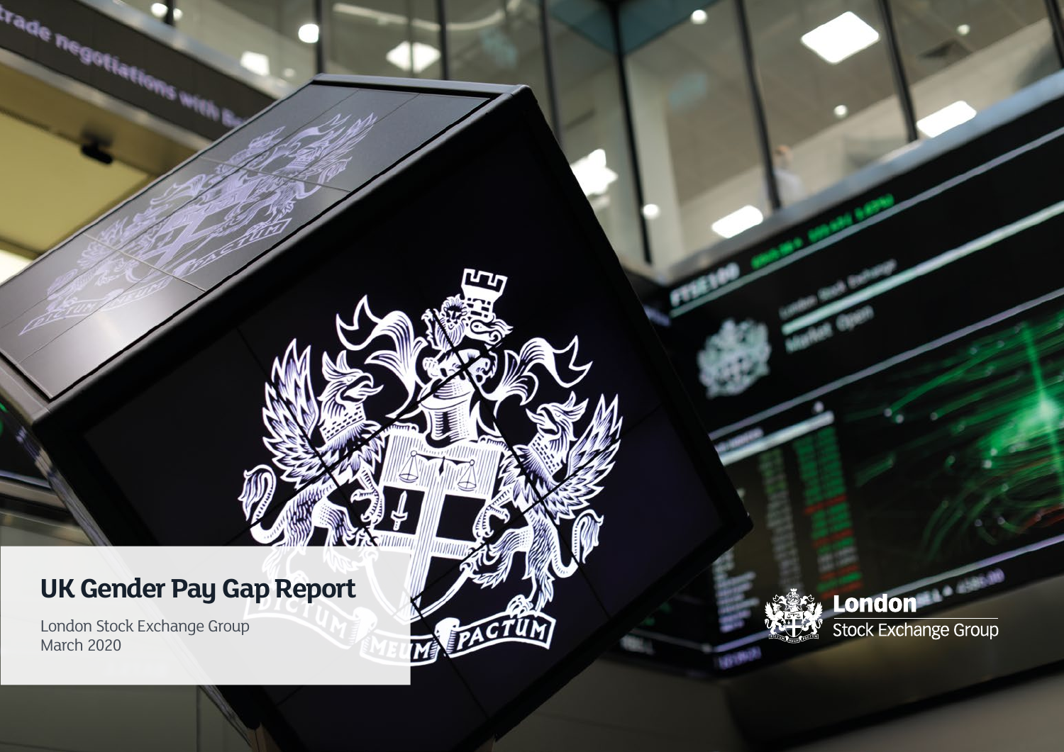# UK Gender Pay Gap Report

London Stock Exchange Group
March 2020

London Stock Exchange Group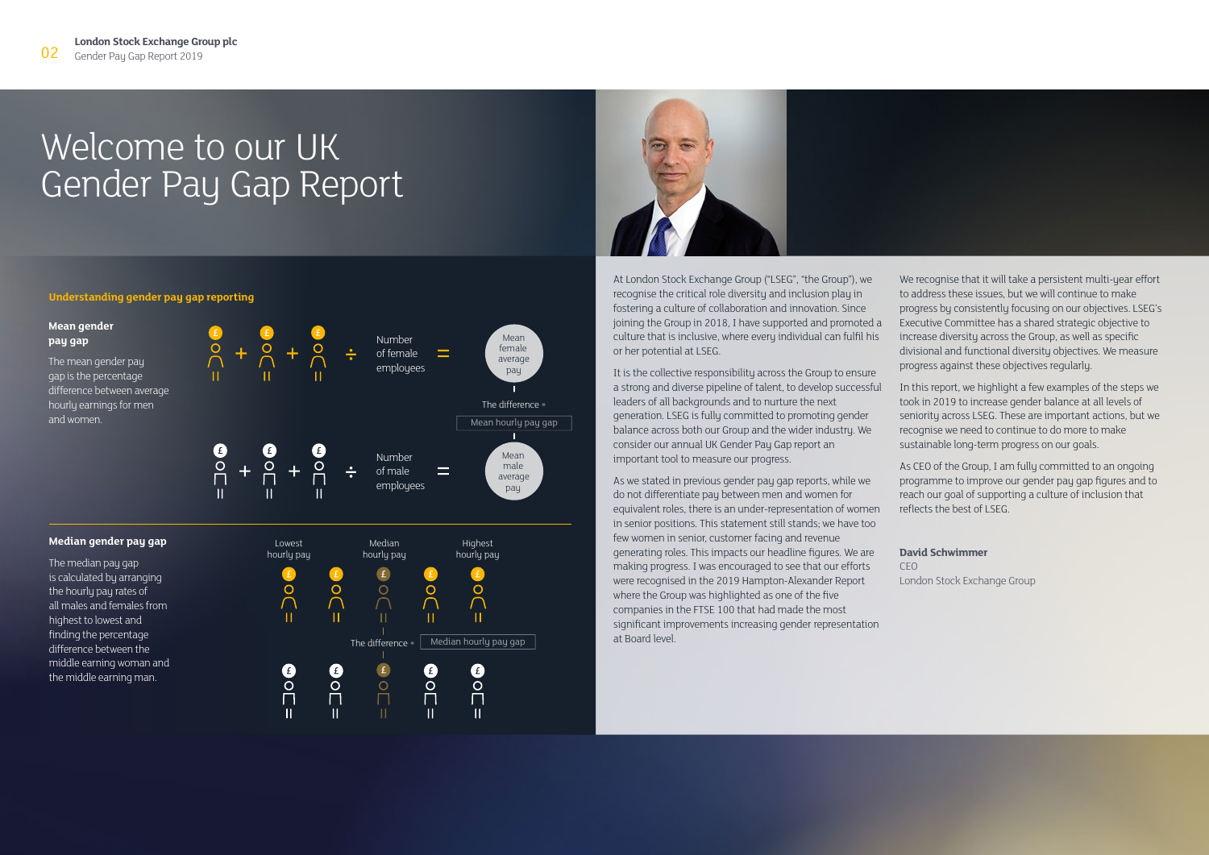# Welcome to our UK Gender Pay Gap Report

## Understanding gender pay gap reporting

**Mean gender pay gap**

The mean gender pay gap is the percentage difference between average hourly earnings for men and women.

£ + £ + £ ÷ Number of female employees = Mean female average pay

The difference = Mean hourly pay gap

£ + £ + £ ÷ Number of male employees = Mean male average pay

**Median gender pay gap**

The median pay gap is calculated by arranging the hourly pay rates of all males and females from highest to lowest and finding the percentage difference between the middle earning woman and the middle earning man.

Lowest hourly pay — Median hourly pay — Highest hourly pay

The difference = Median hourly pay gap

At London Stock Exchange Group ("LSEG", "the Group"), we recognise the critical role diversity and inclusion play in fostering a culture of collaboration and innovation. Since joining the Group in 2018, I have supported and promoted a culture that is inclusive, where every individual can fulfil his or her potential at LSEG.

It is the collective responsibility across the Group to ensure a strong and diverse pipeline of talent, to develop successful leaders of all backgrounds and to nurture the next generation. LSEG is fully committed to promoting gender balance across both our Group and the wider industry. We consider our annual UK Gender Pay Gap report an important tool to measure our progress.

As we stated in previous gender pay gap reports, while we do not differentiate pay between men and women for equivalent roles, there is an under-representation of women in senior positions. This statement still stands; we have too few women in senior, customer facing and revenue generating roles. This impacts our headline figures. We are making progress. I was encouraged to see that our efforts were recognised in the 2019 Hampton-Alexander Report where the Group was highlighted as one of the five companies in the FTSE 100 that had made the most significant improvements increasing gender representation at Board level.

We recognise that it will take a persistent multi-year effort to address these issues, but we will continue to make progress by consistently focusing on our objectives. LSEG's Executive Committee has a shared strategic objective to increase diversity across the Group, as well as specific divisional and functional diversity objectives. We measure progress against these objectives regularly.

In this report, we highlight a few examples of the steps we took in 2019 to increase gender balance at all levels of seniority across LSEG. These are important actions, but we recognise we need to continue to do more to make sustainable long-term progress on our goals.

As CEO of the Group, I am fully committed to an ongoing programme to improve our gender pay gap figures and to reach our goal of supporting a culture of inclusion that reflects the best of LSEG.

**David Schwimmer**
CEO
London Stock Exchange Group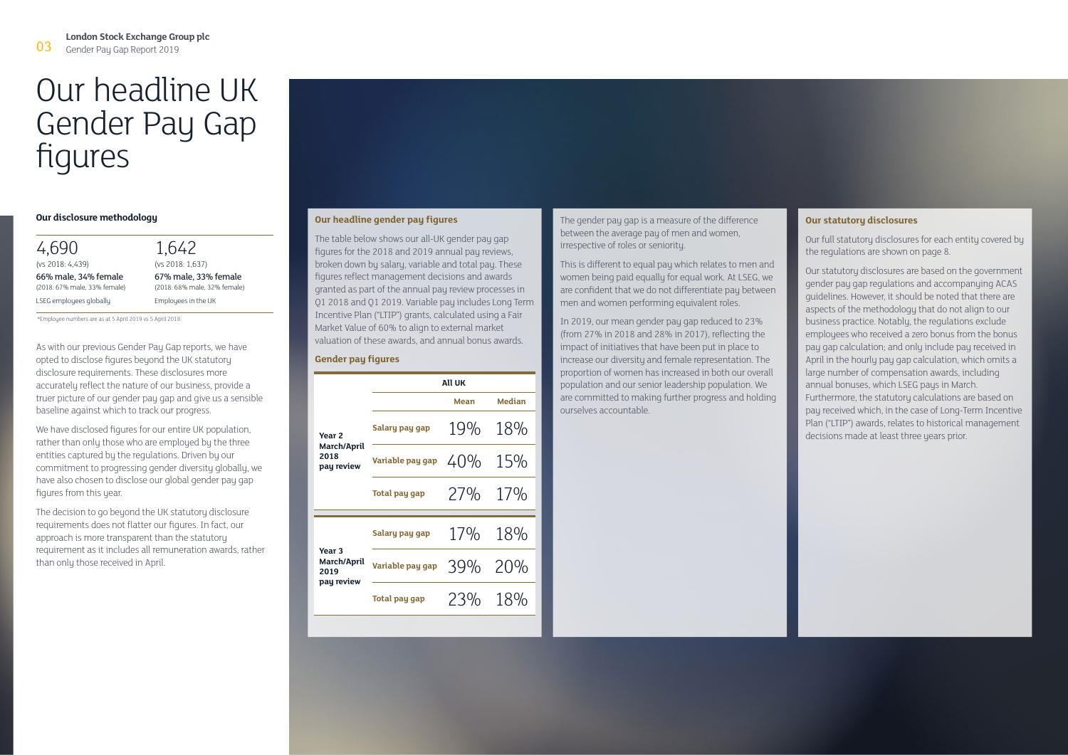# Our headline UK Gender Pay Gap figures

**Our disclosure methodology**

| 4,690 | 1,642 |
|---|---|
| (vs 2018: 4,439) | (vs 2018: 1,637) |
| 66% male, 34% female | 67% male, 33% female |
| (2018: 67% male, 33% female) | (2018: 68% male, 32% female) |
| LSEG employees globally | Employees in the UK |

*Employee numbers are as at 5 April 2019 vs 5 April 2018

As with our previous Gender Pay Gap reports, we have opted to disclose figures beyond the UK statutory disclosure requirements. These disclosures more accurately reflect the nature of our business, provide a truer picture of our gender pay gap and give us a sensible baseline against which to track our progress.

We have disclosed figures for our entire UK population, rather than only those who are employed by the three entities captured by the regulations. Driven by our commitment to progressing gender diversity globally, we have also chosen to disclose our global gender pay gap figures from this year.

The decision to go beyond the UK statutory disclosure requirements does not flatter our figures. In fact, our approach is more transparent than the statutory requirement as it includes all remuneration awards, rather than only those received in April.

## Our headline gender pay figures

The table below shows our all-UK gender pay gap figures for the 2018 and 2019 annual pay reviews, broken down by salary, variable and total pay. These figures reflect management decisions and awards granted as part of the annual pay review processes in Q1 2018 and Q1 2019. Variable pay includes Long Term Incentive Plan ("LTIP") grants, calculated using a Fair Market Value of 60% to align to external market valuation of these awards, and annual bonus awards.

### Gender pay figures

| | | All UK | |
|---|---|---|---|
| | | Mean | Median |
| Year 2 March/April 2018 pay review | Salary pay gap | 19% | 18% |
| | Variable pay gap | 40% | 15% |
| | Total pay gap | 27% | 17% |
| Year 3 March/April 2019 pay review | Salary pay gap | 17% | 18% |
| | Variable pay gap | 39% | 20% |
| | Total pay gap | 23% | 18% |

The gender pay gap is a measure of the difference between the average pay of men and women, irrespective of roles or seniority.

This is different to equal pay which relates to men and women being paid equally for equal work. At LSEG, we are confident that we do not differentiate pay between men and women performing equivalent roles.

In 2019, our mean gender pay gap reduced to 23% (from 27% in 2018 and 28% in 2017), reflecting the impact of initiatives that have been put in place to increase our diversity and female representation. The proportion of women has increased in both our overall population and our senior leadership population. We are committed to making further progress and holding ourselves accountable.

## Our statutory disclosures

Our full statutory disclosures for each entity covered by the regulations are shown on page 8.

Our statutory disclosures are based on the government gender pay gap regulations and accompanying ACAS guidelines. However, it should be noted that there are aspects of the methodology that do not align to our business practice. Notably, the regulations exclude employees who received a zero bonus from the bonus pay gap calculation; and only include pay received in April in the hourly pay gap calculation, which omits a large number of compensation awards, including annual bonuses, which LSEG pays in March. Furthermore, the statutory calculations are based on pay received which, in the case of Long-Term Incentive Plan ("LTIP") awards, relates to historical management decisions made at least three years prior.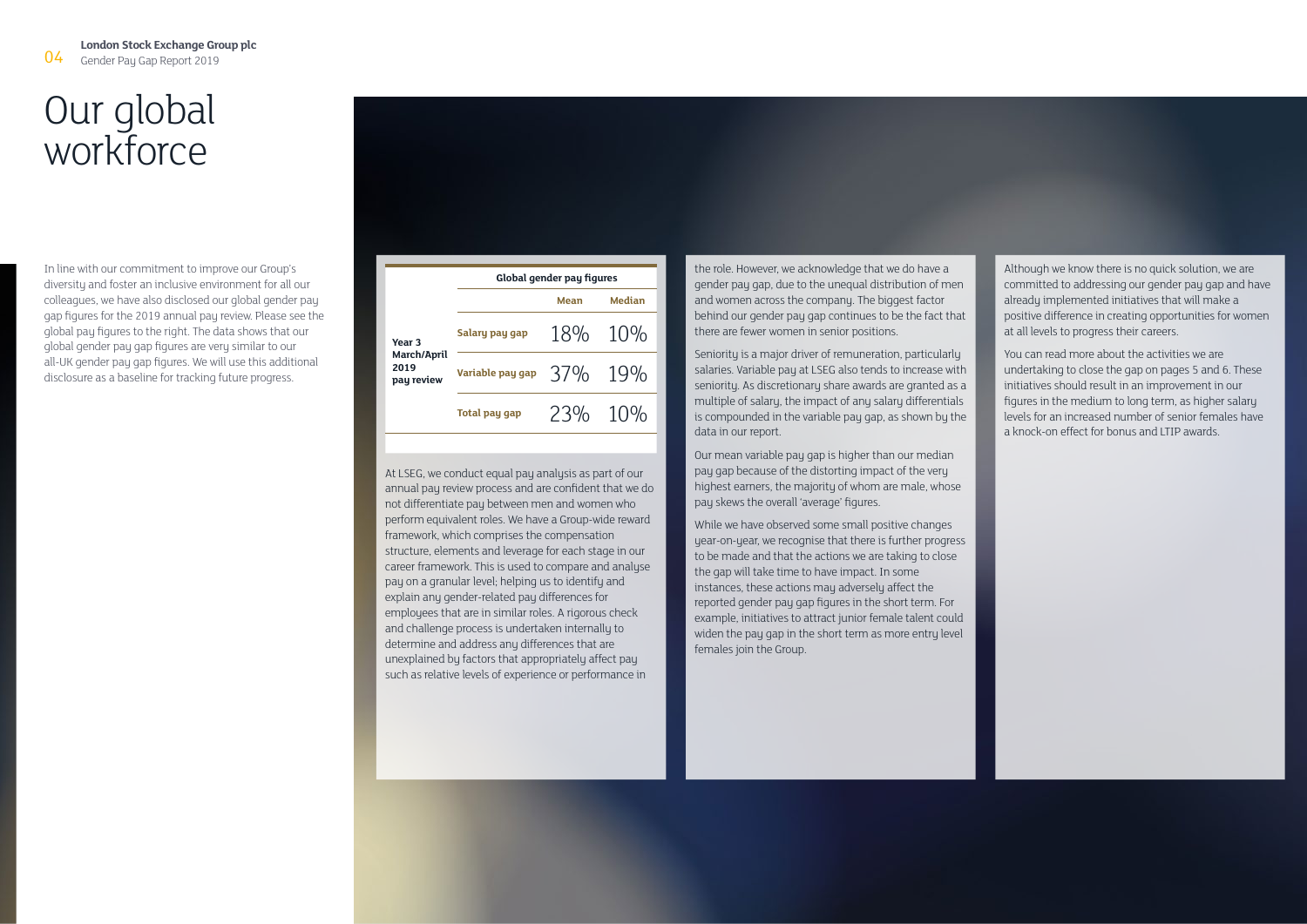# Our global workforce

In line with our commitment to improve our Group's diversity and foster an inclusive environment for all our colleagues, we have also disclosed our global gender pay gap figures for the 2019 annual pay review. Please see the global pay figures to the right. The data shows that our global gender pay gap figures are very similar to our all-UK gender pay gap figures. We will use this additional disclosure as a baseline for tracking future progress.

| | Global gender pay figures | | |
|---|---|---|---|
| | | Mean | Median |
| Year 3 March/April 2019 pay review | Salary pay gap | 18% | 10% |
| | Variable pay gap | 37% | 19% |
| | Total pay gap | 23% | 10% |

At LSEG, we conduct equal pay analysis as part of our annual pay review process and are confident that we do not differentiate pay between men and women who perform equivalent roles. We have a Group-wide reward framework, which comprises the compensation structure, elements and leverage for each stage in our career framework. This is used to compare and analyse pay on a granular level; helping us to identify and explain any gender-related pay differences for employees that are in similar roles. A rigorous check and challenge process is undertaken internally to determine and address any differences that are unexplained by factors that appropriately affect pay such as relative levels of experience or performance in the role. However, we acknowledge that we do have a gender pay gap, due to the unequal distribution of men and women across the company. The biggest factor behind our gender pay gap continues to be the fact that there are fewer women in senior positions.

Seniority is a major driver of remuneration, particularly salaries. Variable pay at LSEG also tends to increase with seniority. As discretionary share awards are granted as a multiple of salary, the impact of any salary differentials is compounded in the variable pay gap, as shown by the data in our report.

Our mean variable pay gap is higher than our median pay gap because of the distorting impact of the very highest earners, the majority of whom are male, whose pay skews the overall 'average' figures.

While we have observed some small positive changes year-on-year, we recognise that there is further progress to be made and that the actions we are taking to close the gap will take time to have impact. In some instances, these actions may adversely affect the reported gender pay gap figures in the short term. For example, initiatives to attract junior female talent could widen the pay gap in the short term as more entry level females join the Group.

Although we know there is no quick solution, we are committed to addressing our gender pay gap and have already implemented initiatives that will make a positive difference in creating opportunities for women at all levels to progress their careers.

You can read more about the activities we are undertaking to close the gap on pages 5 and 6. These initiatives should result in an improvement in our figures in the medium to long term, as higher salary levels for an increased number of senior females have a knock-on effect for bonus and LTIP awards.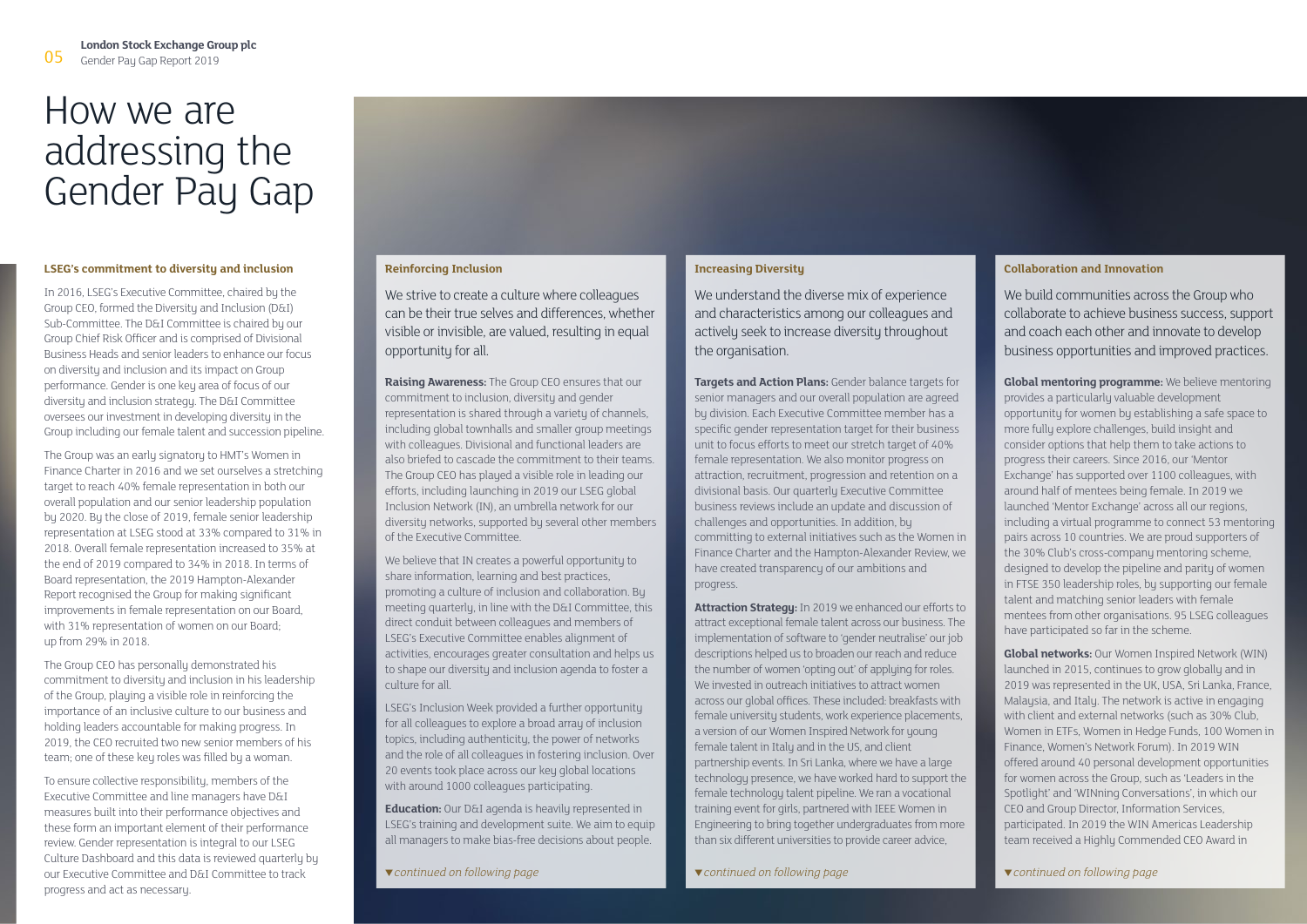# How we are addressing the Gender Pay Gap

### LSEG's commitment to diversity and inclusion

In 2016, LSEG's Executive Committee, chaired by the Group CEO, formed the Diversity and Inclusion (D&I) Sub-Committee. The D&I Committee is chaired by our Group Chief Risk Officer and is comprised of Divisional Business Heads and senior leaders to enhance our focus on diversity and inclusion and its impact on Group performance. Gender is one key area of focus of our diversity and inclusion strategy. The D&I Committee oversees our investment in developing diversity in the Group including our female talent and succession pipeline.

The Group was an early signatory to HMT's Women in Finance Charter in 2016 and we set ourselves a stretching target to reach 40% female representation in both our overall population and our senior leadership population by 2020. By the close of 2019, female senior leadership representation at LSEG stood at 33% compared to 31% in 2018. Overall female representation increased to 35% at the end of 2019 compared to 34% in 2018. In terms of Board representation, the 2019 Hampton-Alexander Report recognised the Group for making significant improvements in female representation on our Board, with 31% representation of women on our Board; up from 29% in 2018.

The Group CEO has personally demonstrated his commitment to diversity and inclusion in his leadership of the Group, playing a visible role in reinforcing the importance of an inclusive culture to our business and holding leaders accountable for making progress. In 2019, the CEO recruited two new senior members of his team; one of these key roles was filled by a woman.

To ensure collective responsibility, members of the Executive Committee and line managers have D&I measures built into their performance objectives and these form an important element of their performance review. Gender representation is integral to our LSEG Culture Dashboard and this data is reviewed quarterly by our Executive Committee and D&I Committee to track progress and act as necessary.

### Reinforcing Inclusion

We strive to create a culture where colleagues can be their true selves and differences, whether visible or invisible, are valued, resulting in equal opportunity for all.

**Raising Awareness:** The Group CEO ensures that our commitment to inclusion, diversity and gender representation is shared through a variety of channels, including global townhalls and smaller group meetings with colleagues. Divisional and functional leaders are also briefed to cascade the commitment to their teams. The Group CEO has played a visible role in leading our efforts, including launching in 2019 our LSEG global Inclusion Network (IN), an umbrella network for our diversity networks, supported by several other members of the Executive Committee.

We believe that IN creates a powerful opportunity to share information, learning and best practices, promoting a culture of inclusion and collaboration. By meeting quarterly, in line with the D&I Committee, this direct conduit between colleagues and members of LSEG's Executive Committee enables alignment of activities, encourages greater consultation and helps us to shape our diversity and inclusion agenda to foster a culture for all.

LSEG's Inclusion Week provided a further opportunity for all colleagues to explore a broad array of inclusion topics, including authenticity, the power of networks and the role of all colleagues in fostering inclusion. Over 20 events took place across our key global locations with around 1000 colleagues participating.

**Education:** Our D&I agenda is heavily represented in LSEG's training and development suite. We aim to equip all managers to make bias-free decisions about people.

*▼continued on following page*

### Increasing Diversity

We understand the diverse mix of experience and characteristics among our colleagues and actively seek to increase diversity throughout the organisation.

**Targets and Action Plans:** Gender balance targets for senior managers and our overall population are agreed by division. Each Executive Committee member has a specific gender representation target for their business unit to focus efforts to meet our stretch target of 40% female representation. We also monitor progress on attraction, recruitment, progression and retention on a divisional basis. Our quarterly Executive Committee business reviews include an update and discussion of challenges and opportunities. In addition, by committing to external initiatives such as the Women in Finance Charter and the Hampton-Alexander Review, we have created transparency of our ambitions and progress.

**Attraction Strategy:** In 2019 we enhanced our efforts to attract exceptional female talent across our business. The implementation of software to 'gender neutralise' our job descriptions helped us to broaden our reach and reduce the number of women 'opting out' of applying for roles. We invested in outreach initiatives to attract women across our global offices. These included: breakfasts with female university students, work experience placements, a version of our Women Inspired Network for young female talent in Italy and in the US, and client partnership events. In Sri Lanka, where we have a large technology presence, we have worked hard to support the female technology talent pipeline. We ran a vocational training event for girls, partnered with IEEE Women in Engineering to bring together undergraduates from more than six different universities to provide career advice,

*▼continued on following page*

### Collaboration and Innovation

We build communities across the Group who collaborate to achieve business success, support and coach each other and innovate to develop business opportunities and improved practices.

**Global mentoring programme:** We believe mentoring provides a particularly valuable development opportunity for women by establishing a safe space to more fully explore challenges, build insight and consider options that help them to take actions to progress their careers. Since 2016, our 'Mentor Exchange' has supported over 1100 colleagues, with around half of mentees being female. In 2019 we launched 'Mentor Exchange' across all our regions, including a virtual programme to connect 53 mentoring pairs across 10 countries. We are proud supporters of the 30% Club's cross-company mentoring scheme, designed to develop the pipeline and parity of women in FTSE 350 leadership roles, by supporting our female talent and matching senior leaders with female mentees from other organisations. 95 LSEG colleagues have participated so far in the scheme.

**Global networks:** Our Women Inspired Network (WIN) launched in 2015, continues to grow globally and in 2019 was represented in the UK, USA, Sri Lanka, France, Malaysia, and Italy. The network is active in engaging with client and external networks (such as 30% Club, Women in ETFs, Women in Hedge Funds, 100 Women in Finance, Women's Network Forum). In 2019 WIN offered around 40 personal development opportunities for women across the Group, such as 'Leaders in the Spotlight' and 'WINning Conversations', in which our CEO and Group Director, Information Services, participated. In 2019 the WIN Americas Leadership team received a Highly Commended CEO Award in

*▼continued on following page*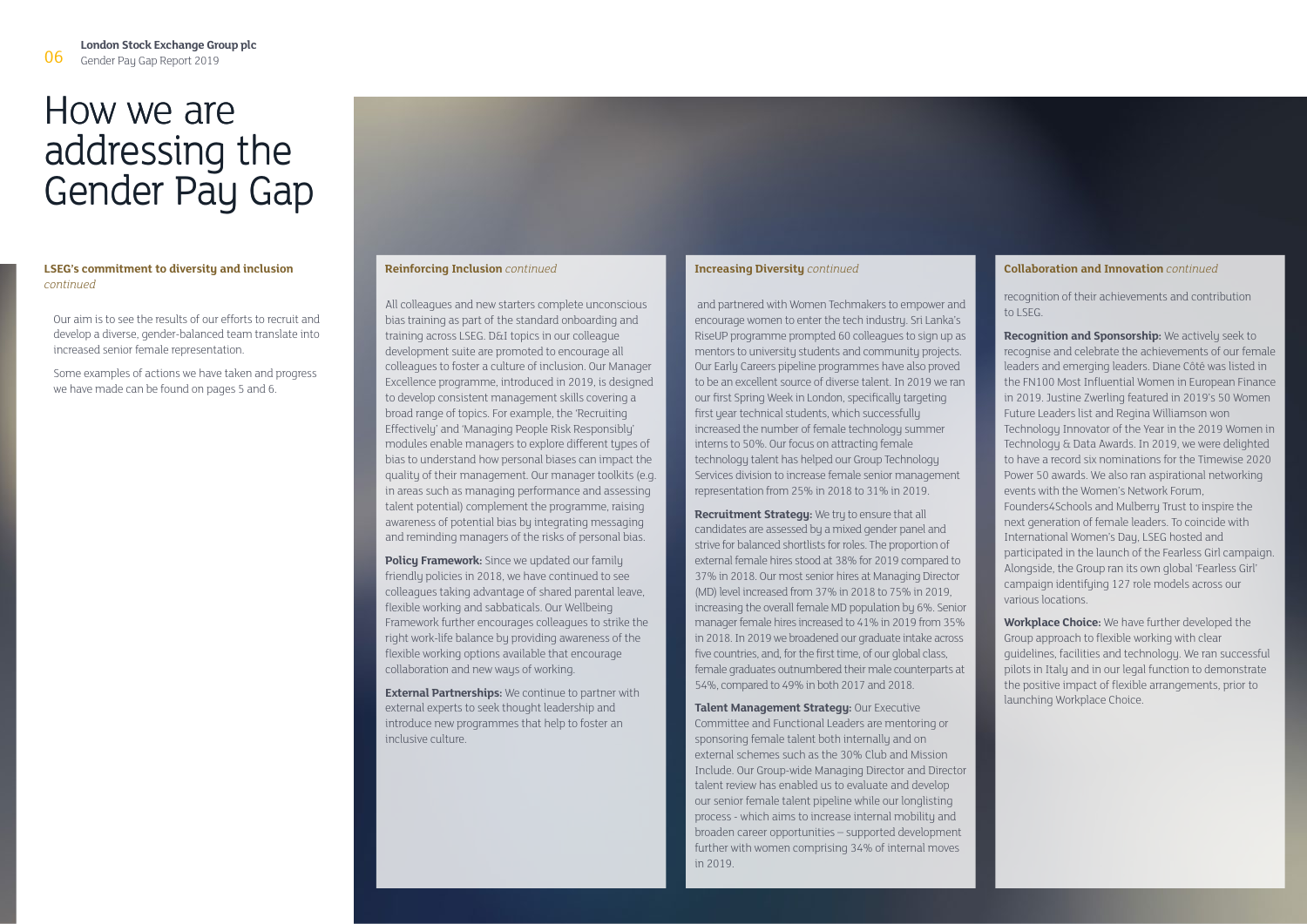# How we are addressing the Gender Pay Gap

**LSEG's commitment to diversity and inclusion** *continued*

Our aim is to see the results of our efforts to recruit and develop a diverse, gender-balanced team translate into increased senior female representation.

Some examples of actions we have taken and progress we have made can be found on pages 5 and 6.

**Reinforcing Inclusion** *continued*

All colleagues and new starters complete unconscious bias training as part of the standard onboarding and training across LSEG. D&I topics in our colleague development suite are promoted to encourage all colleagues to foster a culture of inclusion. Our Manager Excellence programme, introduced in 2019, is designed to develop consistent management skills covering a broad range of topics. For example, the 'Recruiting Effectively' and 'Managing People Risk Responsibly' modules enable managers to explore different types of bias to understand how personal biases can impact the quality of their management. Our manager toolkits (e.g. in areas such as managing performance and assessing talent potential) complement the programme, raising awareness of potential bias by integrating messaging and reminding managers of the risks of personal bias.

**Policy Framework:** Since we updated our family friendly policies in 2018, we have continued to see colleagues taking advantage of shared parental leave, flexible working and sabbaticals. Our Wellbeing Framework further encourages colleagues to strike the right work-life balance by providing awareness of the flexible working options available that encourage collaboration and new ways of working.

**External Partnerships:** We continue to partner with external experts to seek thought leadership and introduce new programmes that help to foster an inclusive culture.

**Increasing Diversity** *continued*

and partnered with Women Techmakers to empower and encourage women to enter the tech industry. Sri Lanka's RiseUP programme prompted 60 colleagues to sign up as mentors to university students and community projects. Our Early Careers pipeline programmes have also proved to be an excellent source of diverse talent. In 2019 we ran our first Spring Week in London, specifically targeting first year technical students, which successfully increased the number of female technology summer interns to 50%. Our focus on attracting female technology talent has helped our Group Technology Services division to increase female senior management representation from 25% in 2018 to 31% in 2019.

**Recruitment Strategy:** We try to ensure that all candidates are assessed by a mixed gender panel and strive for balanced shortlists for roles. The proportion of external female hires stood at 38% for 2019 compared to 37% in 2018. Our most senior hires at Managing Director (MD) level increased from 37% in 2018 to 75% in 2019, increasing the overall female MD population by 6%. Senior manager female hires increased to 41% in 2019 from 35% in 2018. In 2019 we broadened our graduate intake across five countries, and, for the first time, of our global class, female graduates outnumbered their male counterparts at 54%, compared to 49% in both 2017 and 2018.

**Talent Management Strategy:** Our Executive Committee and Functional Leaders are mentoring or sponsoring female talent both internally and on external schemes such as the 30% Club and Mission Include. Our Group-wide Managing Director and Director talent review has enabled us to evaluate and develop our senior female talent pipeline while our longlisting process - which aims to increase internal mobility and broaden career opportunities – supported development further with women comprising 34% of internal moves in 2019.

**Collaboration and Innovation** *continued*

recognition of their achievements and contribution to LSEG.

**Recognition and Sponsorship:** We actively seek to recognise and celebrate the achievements of our female leaders and emerging leaders. Diane Côté was listed in the FN100 Most Influential Women in European Finance in 2019. Justine Zwerling featured in 2019's 50 Women Future Leaders list and Regina Williamson won Technology Innovator of the Year in the 2019 Women in Technology & Data Awards. In 2019, we were delighted to have a record six nominations for the Timewise 2020 Power 50 awards. We also ran aspirational networking events with the Women's Network Forum, Founders4Schools and Mulberry Trust to inspire the next generation of female leaders. To coincide with International Women's Day, LSEG hosted and participated in the launch of the Fearless Girl campaign. Alongside, the Group ran its own global 'Fearless Girl' campaign identifying 127 role models across our various locations.

**Workplace Choice:** We have further developed the Group approach to flexible working with clear guidelines, facilities and technology. We ran successful pilots in Italy and in our legal function to demonstrate the positive impact of flexible arrangements, prior to launching Workplace Choice.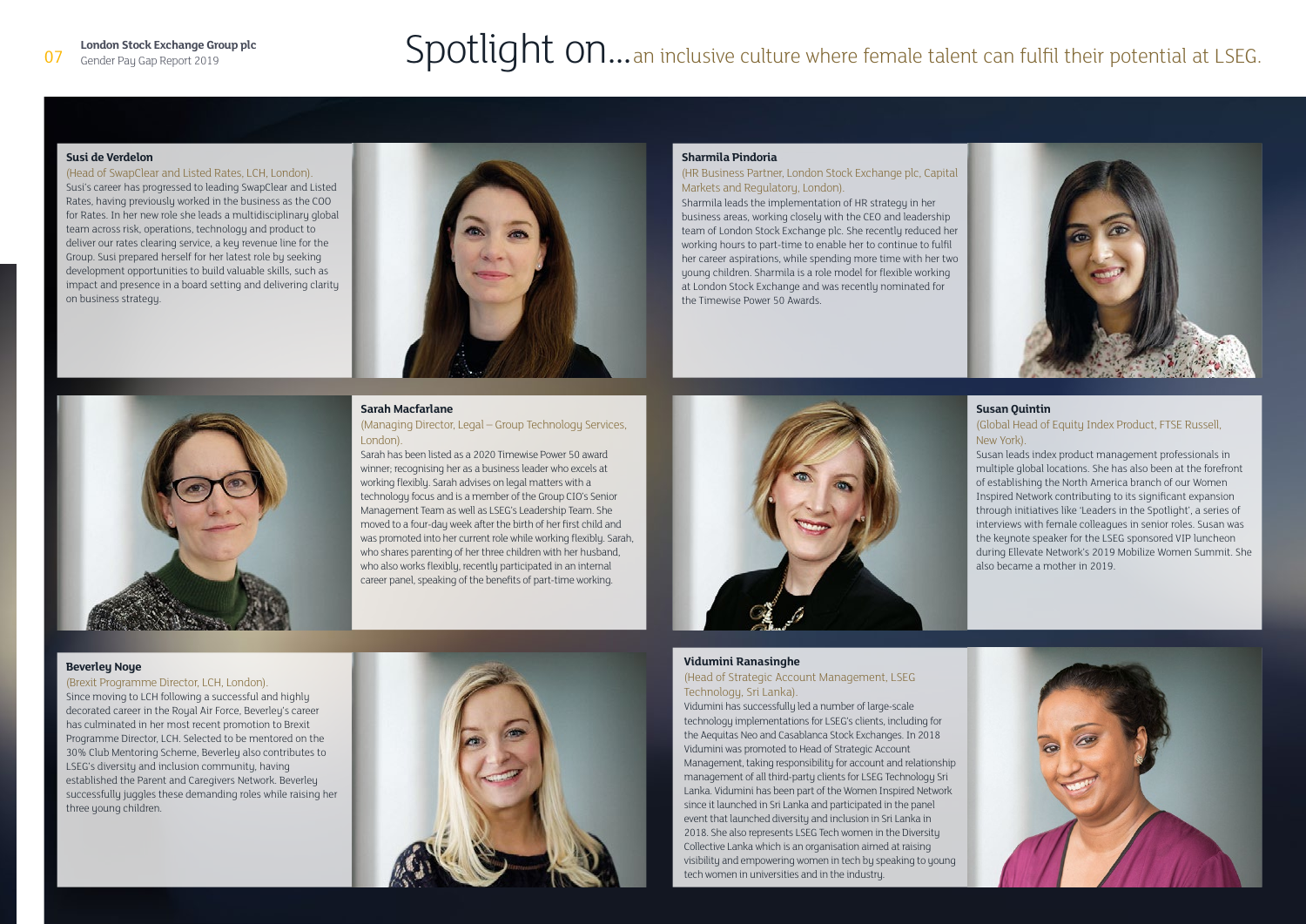# Spotlight on... an inclusive culture where female talent can fulfil their potential at LSEG.

### Susi de Verdelon

(Head of SwapClear and Listed Rates, LCH, London).

Susi's career has progressed to leading SwapClear and Listed Rates, having previously worked in the business as the COO for Rates. In her new role she leads a multidisciplinary global team across risk, operations, technology and product to deliver our rates clearing service, a key revenue line for the Group. Susi prepared herself for her latest role by seeking development opportunities to build valuable skills, such as impact and presence in a board setting and delivering clarity on business strategy.

### Sarah Macfarlane

(Managing Director, Legal – Group Technology Services, London).

Sarah has been listed as a 2020 Timewise Power 50 award winner; recognising her as a business leader who excels at working flexibly. Sarah advises on legal matters with a technology focus and is a member of the Group CIO's Senior Management Team as well as LSEG's Leadership Team. She moved to a four-day week after the birth of her first child and was promoted into her current role while working flexibly. Sarah, who shares parenting of her three children with her husband, who also works flexibly, recently participated in an internal career panel, speaking of the benefits of part-time working.

### Beverley Noye

(Brexit Programme Director, LCH, London).

Since moving to LCH following a successful and highly decorated career in the Royal Air Force, Beverley's career has culminated in her most recent promotion to Brexit Programme Director, LCH. Selected to be mentored on the 30% Club Mentoring Scheme, Beverley also contributes to LSEG's diversity and inclusion community, having established the Parent and Caregivers Network. Beverley successfully juggles these demanding roles while raising her three young children.

### Sharmila Pindoria

(HR Business Partner, London Stock Exchange plc, Capital Markets and Regulatory, London).

Sharmila leads the implementation of HR strategy in her business areas, working closely with the CEO and leadership team of London Stock Exchange plc. She recently reduced her working hours to part-time to enable her to continue to fulfil her career aspirations, while spending more time with her two young children. Sharmila is a role model for flexible working at London Stock Exchange and was recently nominated for the Timewise Power 50 Awards.

### Susan Quintin

(Global Head of Equity Index Product, FTSE Russell, New York).

Susan leads index product management professionals in multiple global locations. She has also been at the forefront of establishing the North America branch of our Women Inspired Network contributing to its significant expansion through initiatives like 'Leaders in the Spotlight', a series of interviews with female colleagues in senior roles. Susan was the keynote speaker for the LSEG sponsored VIP luncheon during Ellevate Network's 2019 Mobilize Women Summit. She also became a mother in 2019.

### Vidumini Ranasinghe

(Head of Strategic Account Management, LSEG Technology, Sri Lanka).

Vidumini has successfully led a number of large-scale technology implementations for LSEG's clients, including for the Aequitas Neo and Casablanca Stock Exchanges. In 2018 Vidumini was promoted to Head of Strategic Account Management, taking responsibility for account and relationship management of all third-party clients for LSEG Technology Sri Lanka. Vidumini has been part of the Women Inspired Network since it launched in Sri Lanka and participated in the panel event that launched diversity and inclusion in Sri Lanka in 2018. She also represents LSEG Tech women in the Diversity Collective Lanka which is an organisation aimed at raising visibility and empowering women in tech by speaking to young tech women in universities and in the industry.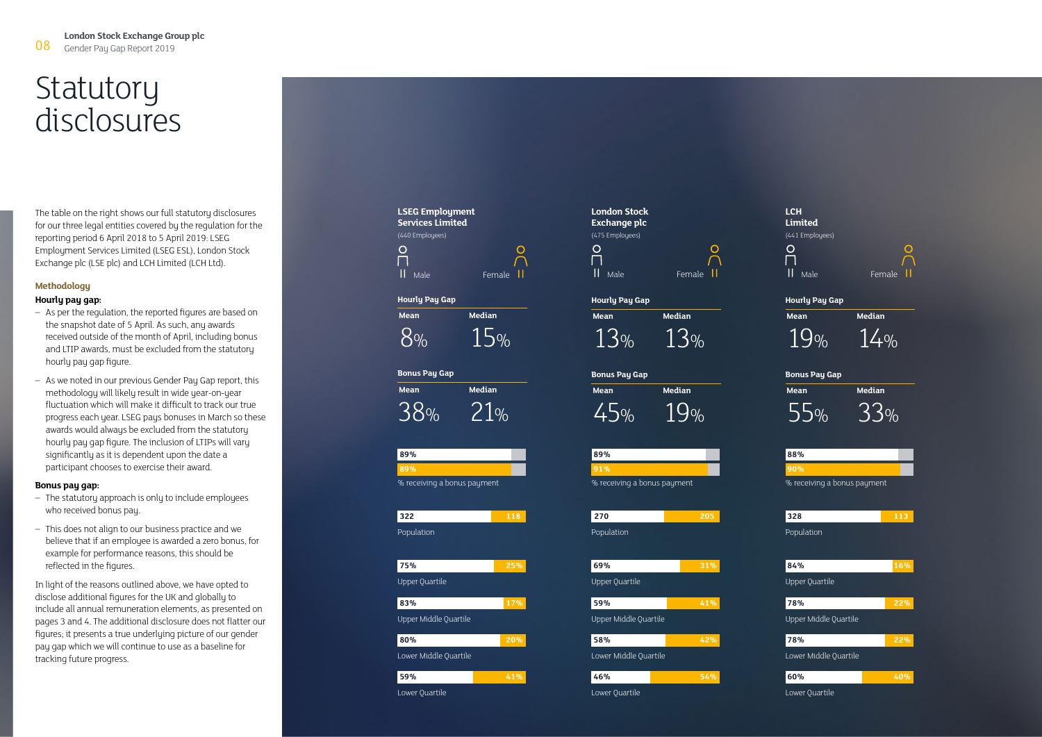# Statutory disclosures

The table on the right shows our full statutory disclosures for our three legal entities covered by the regulation for the reporting period 6 April 2018 to 5 April 2019: LSEG Employment Services Limited (LSEG ESL), London Stock Exchange plc (LSE plc) and LCH Limited (LCH Ltd).

### Methodology

**Hourly pay gap:**

- As per the regulation, the reported figures are based on the snapshot date of 5 April. As such, any awards received outside of the month of April, including bonus and LTIP awards, must be excluded from the statutory hourly pay gap figure.
- As we noted in our previous Gender Pay Gap report, this methodology will likely result in wide year-on-year fluctuation which will make it difficult to track our true progress each year. LSEG pays bonuses in March so these awards would always be excluded from the statutory hourly pay gap figure. The inclusion of LTIPs will vary significantly as it is dependent upon the date a participant chooses to exercise their award.

**Bonus pay gap:**

- The statutory approach is only to include employees who received bonus pay.
- This does not align to our business practice and we believe that if an employee is awarded a zero bonus, for example for performance reasons, this should be reflected in the figures.

In light of the reasons outlined above, we have opted to disclose additional figures for the UK and globally to include all annual remuneration elements, as presented on pages 3 and 4. The additional disclosure does not flatter our figures; it presents a true underlying picture of our gender pay gap which we will continue to use as a baseline for tracking future progress.

| | LSEG Employment Services Limited (440 Employees) | | London Stock Exchange plc (475 Employees) | | LCH Limited (441 Employees) | |
|---|---|---|---|---|---|---|
| | Male | Female | Male | Female | Male | Female |
| **Hourly Pay Gap – Mean** | 8% | | 13% | | 19% | |
| **Hourly Pay Gap – Median** | 15% | | 13% | | 14% | |
| **Bonus Pay Gap – Mean** | 38% | | 45% | | 55% | |
| **Bonus Pay Gap – Median** | 21% | | 19% | | 33% | |
| % receiving a bonus payment | 89% | 89% | 89% | 91% | 88% | 90% |
| Population | 322 | 118 | 270 | 205 | 328 | 113 |
| Upper Quartile | 75% | 25% | 69% | 31% | 84% | 16% |
| Upper Middle Quartile | 83% | 17% | 59% | 41% | 78% | 22% |
| Lower Middle Quartile | 80% | 20% | 58% | 42% | 78% | 22% |
| Lower Quartile | 59% | 41% | 46% | 54% | 60% | 40% |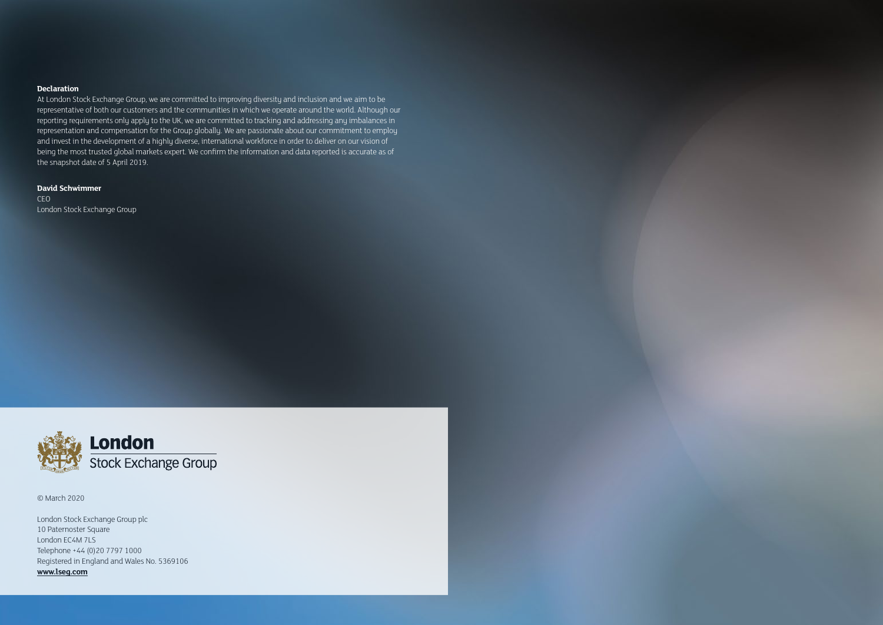**Declaration**

At London Stock Exchange Group, we are committed to improving diversity and inclusion and we aim to be representative of both our customers and the communities in which we operate around the world. Although our reporting requirements only apply to the UK, we are committed to tracking and addressing any imbalances in representation and compensation for the Group globally. We are passionate about our commitment to employ and invest in the development of a highly diverse, international workforce in order to deliver on our vision of being the most trusted global markets expert. We confirm the information and data reported is accurate as of the snapshot date of 5 April 2019.

**David Schwimmer**
CEO
London Stock Exchange Group

London
Stock Exchange Group

© March 2020

London Stock Exchange Group plc
10 Paternoster Square
London EC4M 7LS
Telephone +44 (0)20 7797 1000
Registered in England and Wales No. 5369106
**www.lseg.com**